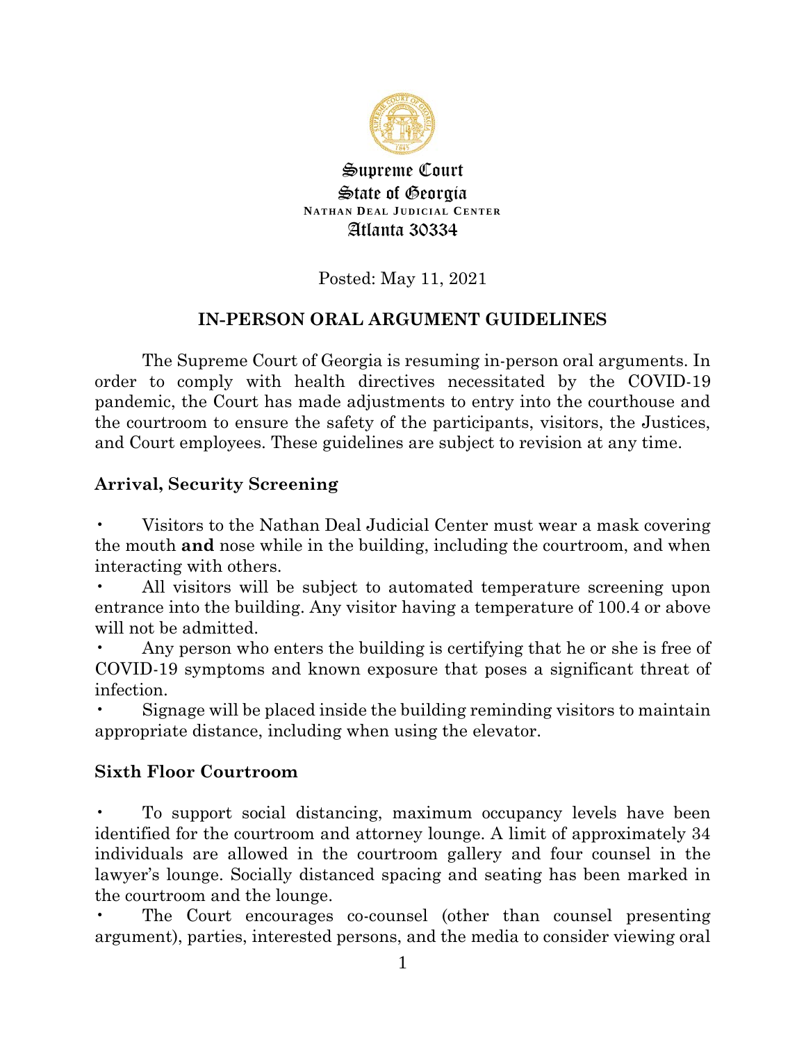Supreme Court
State of Georgia
NATHAN DEAL JUDICIAL CENTER
Atlanta 30334

Posted: May 11, 2021

# IN-PERSON ORAL ARGUMENT GUIDELINES

The Supreme Court of Georgia is resuming in-person oral arguments. In order to comply with health directives necessitated by the COVID-19 pandemic, the Court has made adjustments to entry into the courthouse and the courtroom to ensure the safety of the participants, visitors, the Justices, and Court employees. These guidelines are subject to revision at any time.

## Arrival, Security Screening

- Visitors to the Nathan Deal Judicial Center must wear a mask covering the mouth **and** nose while in the building, including the courtroom, and when interacting with others.
- All visitors will be subject to automated temperature screening upon entrance into the building. Any visitor having a temperature of 100.4 or above will not be admitted.
- Any person who enters the building is certifying that he or she is free of COVID-19 symptoms and known exposure that poses a significant threat of infection.
- Signage will be placed inside the building reminding visitors to maintain appropriate distance, including when using the elevator.

## Sixth Floor Courtroom

- To support social distancing, maximum occupancy levels have been identified for the courtroom and attorney lounge. A limit of approximately 34 individuals are allowed in the courtroom gallery and four counsel in the lawyer's lounge. Socially distanced spacing and seating has been marked in the courtroom and the lounge.
- The Court encourages co-counsel (other than counsel presenting argument), parties, interested persons, and the media to consider viewing oral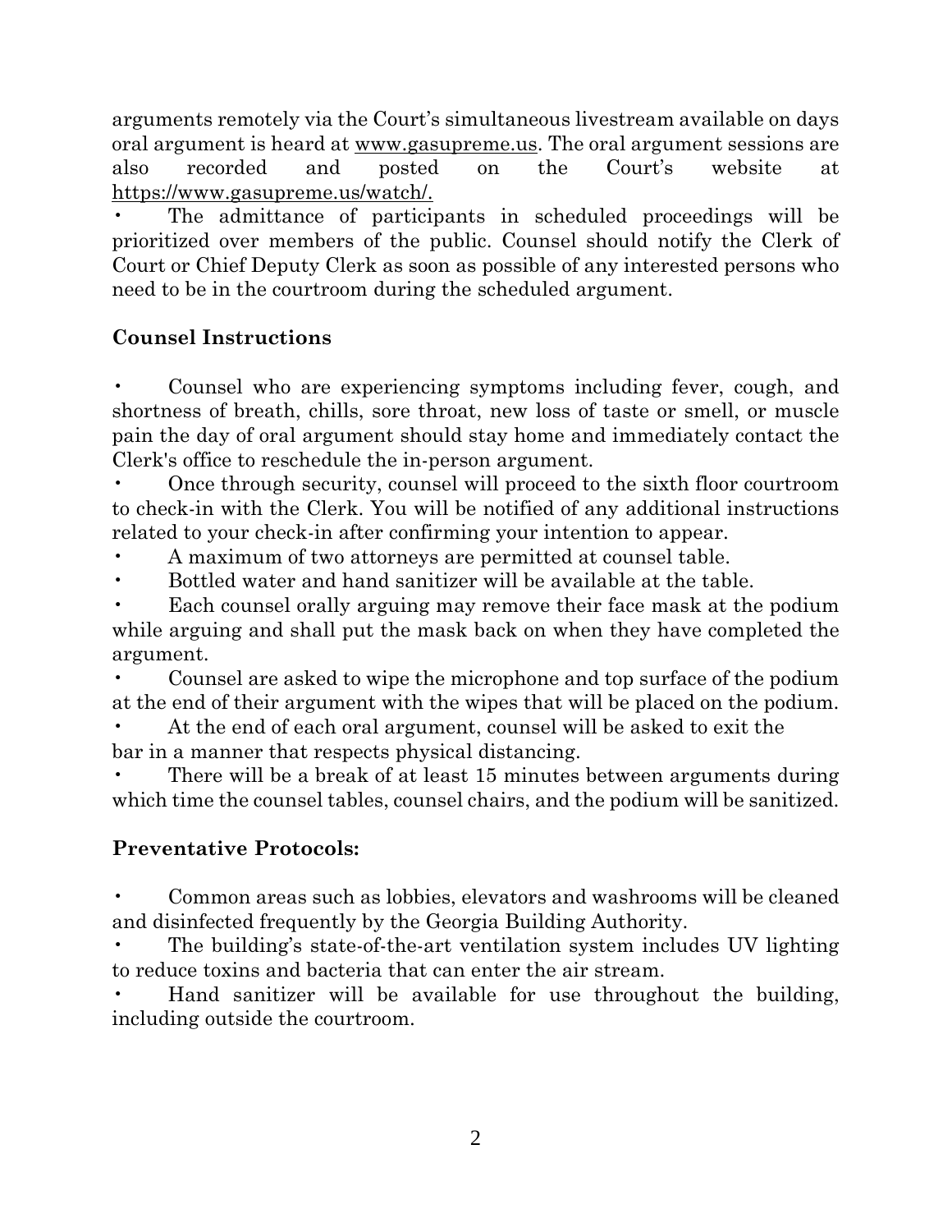arguments remotely via the Court's simultaneous livestream available on days oral argument is heard at www.gasupreme.us. The oral argument sessions are also recorded and posted on the Court's website at https://www.gasupreme.us/watch/.

- The admittance of participants in scheduled proceedings will be prioritized over members of the public. Counsel should notify the Clerk of Court or Chief Deputy Clerk as soon as possible of any interested persons who need to be in the courtroom during the scheduled argument.

**Counsel Instructions**

- Counsel who are experiencing symptoms including fever, cough, and shortness of breath, chills, sore throat, new loss of taste or smell, or muscle pain the day of oral argument should stay home and immediately contact the Clerk's office to reschedule the in-person argument.
- Once through security, counsel will proceed to the sixth floor courtroom to check-in with the Clerk. You will be notified of any additional instructions related to your check-in after confirming your intention to appear.
- A maximum of two attorneys are permitted at counsel table.
- Bottled water and hand sanitizer will be available at the table.
- Each counsel orally arguing may remove their face mask at the podium while arguing and shall put the mask back on when they have completed the argument.
- Counsel are asked to wipe the microphone and top surface of the podium at the end of their argument with the wipes that will be placed on the podium.
- At the end of each oral argument, counsel will be asked to exit the bar in a manner that respects physical distancing.
- There will be a break of at least 15 minutes between arguments during which time the counsel tables, counsel chairs, and the podium will be sanitized.

**Preventative Protocols:**

- Common areas such as lobbies, elevators and washrooms will be cleaned and disinfected frequently by the Georgia Building Authority.
- The building's state-of-the-art ventilation system includes UV lighting to reduce toxins and bacteria that can enter the air stream.
- Hand sanitizer will be available for use throughout the building, including outside the courtroom.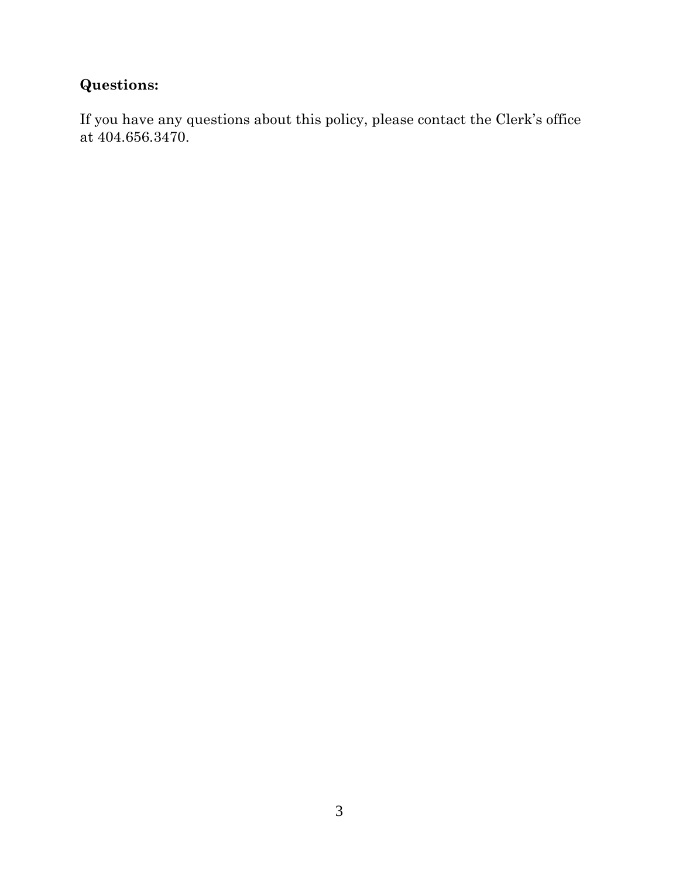**Questions:**

If you have any questions about this policy, please contact the Clerk's office at 404.656.3470.